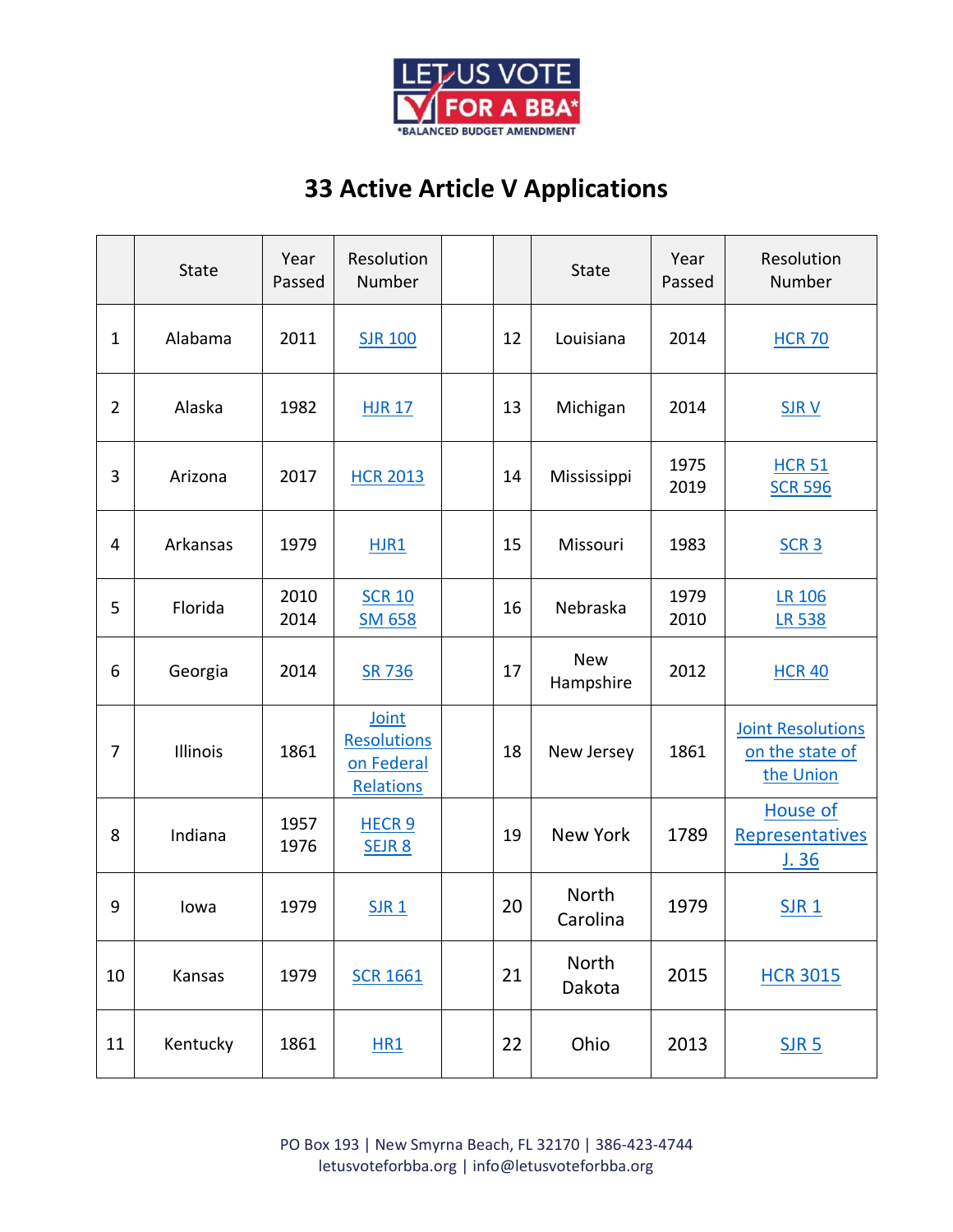LET US VOTE FOR A BBA*

*BALANCED BUDGET AMENDMENT

# 33 Active Article V Applications

| | State | Year Passed | Resolution Number | | | State | Year Passed | Resolution Number |
|---|---|---|---|---|---|---|---|---|
| 1 | Alabama | 2011 | SJR 100 | | 12 | Louisiana | 2014 | HCR 70 |
| 2 | Alaska | 1982 | HJR 17 | | 13 | Michigan | 2014 | SJR V |
| 3 | Arizona | 2017 | HCR 2013 | | 14 | Mississippi | 1975<br>2019 | HCR 51<br>SCR 596 |
| 4 | Arkansas | 1979 | HJR1 | | 15 | Missouri | 1983 | SCR 3 |
| 5 | Florida | 2010<br>2014 | SCR 10<br>SM 658 | | 16 | Nebraska | 1979<br>2010 | LR 106<br>LR 538 |
| 6 | Georgia | 2014 | SR 736 | | 17 | New Hampshire | 2012 | HCR 40 |
| 7 | Illinois | 1861 | Joint Resolutions on Federal Relations | | 18 | New Jersey | 1861 | Joint Resolutions on the state of the Union |
| 8 | Indiana | 1957<br>1976 | HECR 9<br>SEJR 8 | | 19 | New York | 1789 | House of Representatives J. 36 |
| 9 | Iowa | 1979 | SJR 1 | | 20 | North Carolina | 1979 | SJR 1 |
| 10 | Kansas | 1979 | SCR 1661 | | 21 | North Dakota | 2015 | HCR 3015 |
| 11 | Kentucky | 1861 | HR1 | | 22 | Ohio | 2013 | SJR 5 |

PO Box 193 | New Smyrna Beach, FL 32170 | 386-423-4744
letusvoteforbba.org | info@letusvoteforbba.org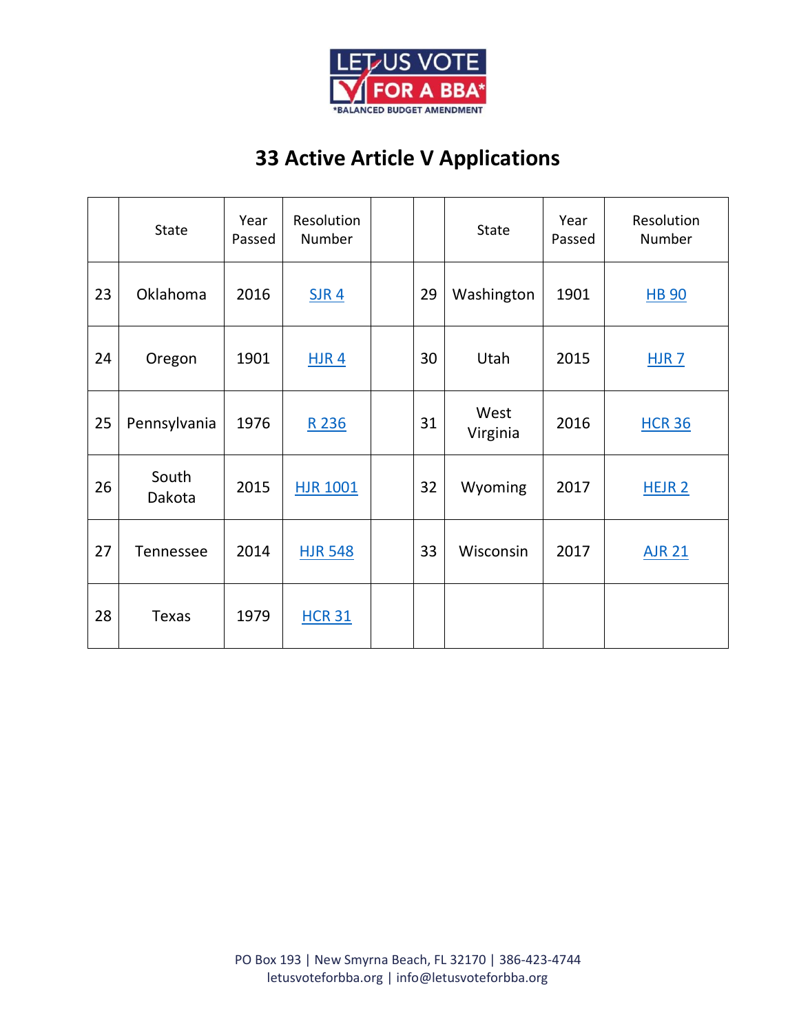LET US VOTE FOR A BBA*
*BALANCED BUDGET AMENDMENT

# 33 Active Article V Applications

| | State | Year Passed | Resolution Number | | | State | Year Passed | Resolution Number |
|---|---|---|---|---|---|---|---|---|
| 23 | Oklahoma | 2016 | SJR 4 | | 29 | Washington | 1901 | HB 90 |
| 24 | Oregon | 1901 | HJR 4 | | 30 | Utah | 2015 | HJR 7 |
| 25 | Pennsylvania | 1976 | R 236 | | 31 | West Virginia | 2016 | HCR 36 |
| 26 | South Dakota | 2015 | HJR 1001 | | 32 | Wyoming | 2017 | HEJR 2 |
| 27 | Tennessee | 2014 | HJR 548 | | 33 | Wisconsin | 2017 | AJR 21 |
| 28 | Texas | 1979 | HCR 31 | | | | | |

PO Box 193 | New Smyrna Beach, FL 32170 | 386-423-4744
letusvoteforbba.org | info@letusvoteforbba.org